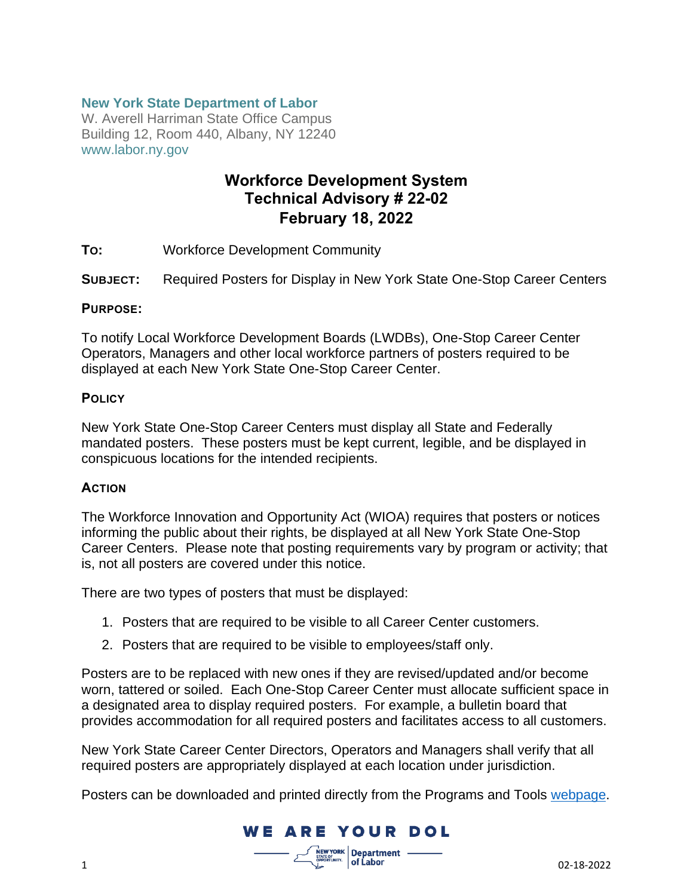**New York State Department of Labor**
W. Averell Harriman State Office Campus
Building 12, Room 440, Albany, NY 12240
www.labor.ny.gov

# Workforce Development System
# Technical Advisory # 22-02
# February 18, 2022

**TO:** Workforce Development Community

**SUBJECT:** Required Posters for Display in New York State One-Stop Career Centers

**PURPOSE:**

To notify Local Workforce Development Boards (LWDBs), One-Stop Career Center Operators, Managers and other local workforce partners of posters required to be displayed at each New York State One-Stop Career Center.

**POLICY**

New York State One-Stop Career Centers must display all State and Federally mandated posters. These posters must be kept current, legible, and be displayed in conspicuous locations for the intended recipients.

**ACTION**

The Workforce Innovation and Opportunity Act (WIOA) requires that posters or notices informing the public about their rights, be displayed at all New York State One-Stop Career Centers. Please note that posting requirements vary by program or activity; that is, not all posters are covered under this notice.

There are two types of posters that must be displayed:

1. Posters that are required to be visible to all Career Center customers.
2. Posters that are required to be visible to employees/staff only.

Posters are to be replaced with new ones if they are revised/updated and/or become worn, tattered or soiled. Each One-Stop Career Center must allocate sufficient space in a designated area to display required posters. For example, a bulletin board that provides accommodation for all required posters and facilitates access to all customers.

New York State Career Center Directors, Operators and Managers shall verify that all required posters are appropriately displayed at each location under jurisdiction.

Posters can be downloaded and printed directly from the Programs and Tools webpage.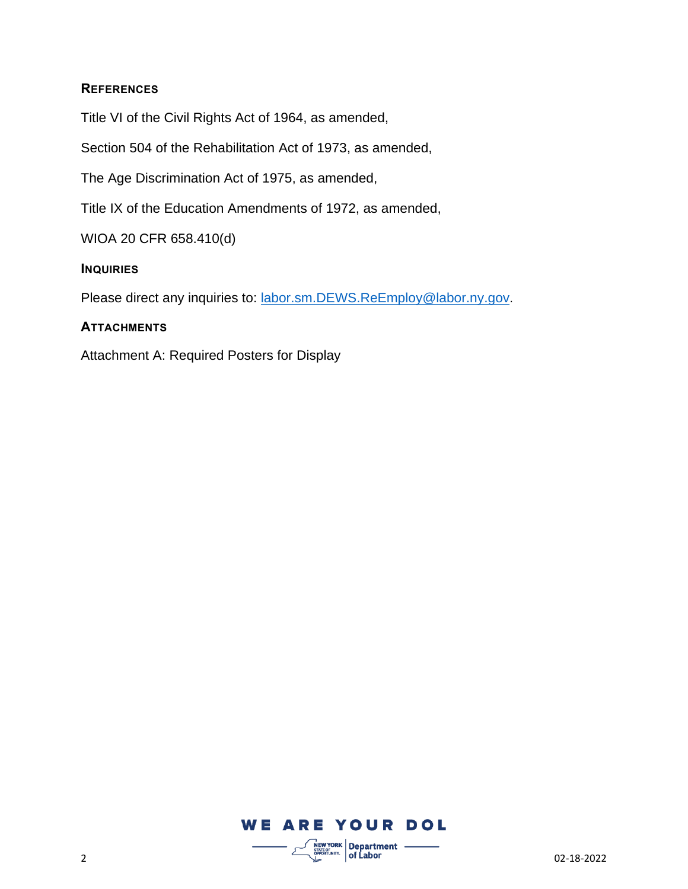## REFERENCES

Title VI of the Civil Rights Act of 1964, as amended,

Section 504 of the Rehabilitation Act of 1973, as amended,

The Age Discrimination Act of 1975, as amended,

Title IX of the Education Amendments of 1972, as amended,

WIOA 20 CFR 658.410(d)

## INQUIRIES

Please direct any inquiries to: labor.sm.DEWS.ReEmploy@labor.ny.gov.

## ATTACHMENTS

Attachment A: Required Posters for Display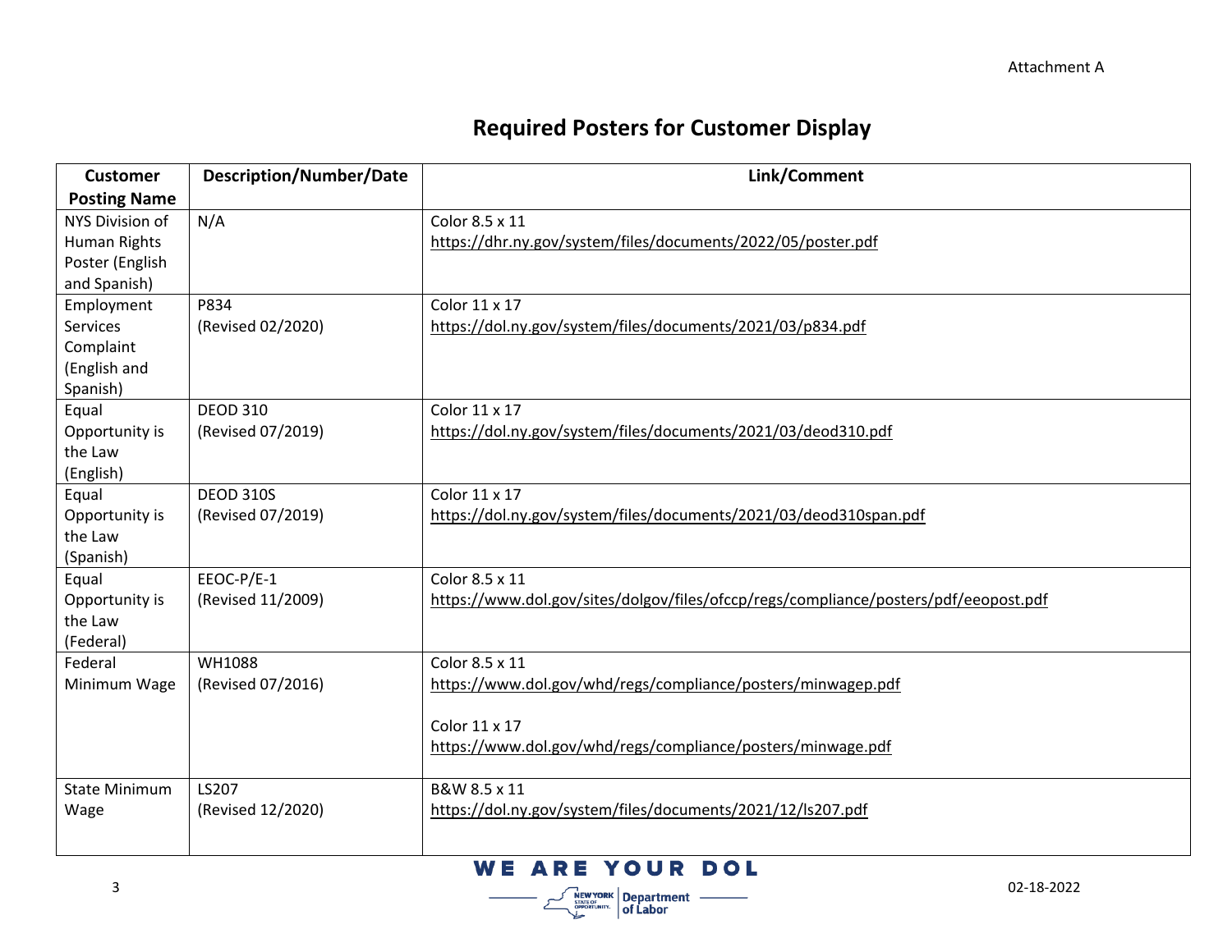Attachment A

# Required Posters for Customer Display

| Customer Posting Name | Description/Number/Date | Link/Comment |
|---|---|---|
| NYS Division of Human Rights Poster (English and Spanish) | N/A | Color 8.5 x 11<br>https://dhr.ny.gov/system/files/documents/2022/05/poster.pdf |
| Employment Services Complaint (English and Spanish) | P834<br>(Revised 02/2020) | Color 11 x 17<br>https://dol.ny.gov/system/files/documents/2021/03/p834.pdf |
| Equal Opportunity is the Law (English) | DEOD 310<br>(Revised 07/2019) | Color 11 x 17<br>https://dol.ny.gov/system/files/documents/2021/03/deod310.pdf |
| Equal Opportunity is the Law (Spanish) | DEOD 310S<br>(Revised 07/2019) | Color 11 x 17<br>https://dol.ny.gov/system/files/documents/2021/03/deod310span.pdf |
| Equal Opportunity is the Law (Federal) | EEOC-P/E-1<br>(Revised 11/2009) | Color 8.5 x 11<br>https://www.dol.gov/sites/dolgov/files/ofccp/regs/compliance/posters/pdf/eeopost.pdf |
| Federal Minimum Wage | WH1088<br>(Revised 07/2016) | Color 8.5 x 11<br>https://www.dol.gov/whd/regs/compliance/posters/minwagep.pdf<br><br>Color 11 x 17<br>https://www.dol.gov/whd/regs/compliance/posters/minwage.pdf |
| State Minimum Wage | LS207<br>(Revised 12/2020) | B&W 8.5 x 11<br>https://dol.ny.gov/system/files/documents/2021/12/ls207.pdf |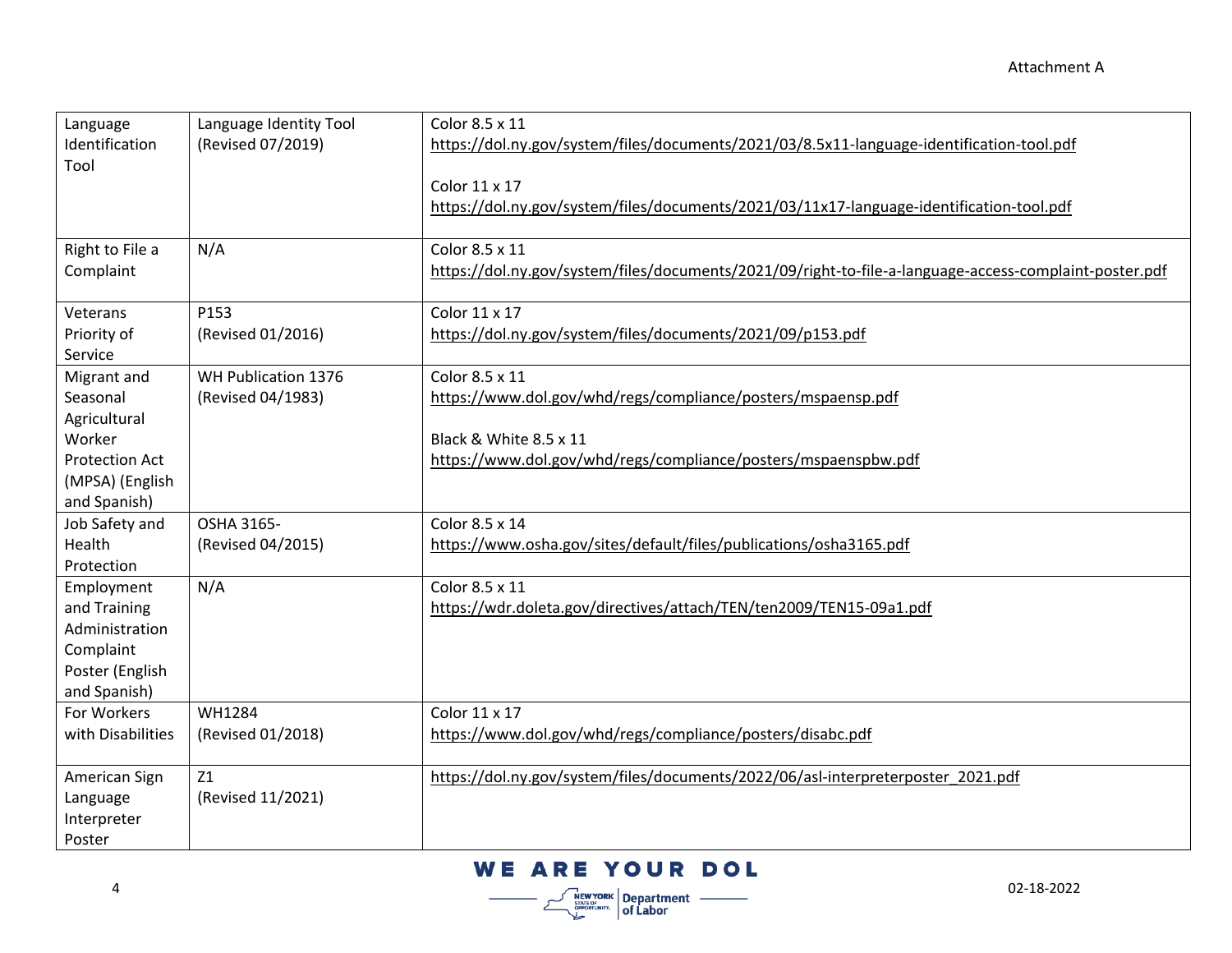| Language Identification Tool | Language Identity Tool (Revised 07/2019) | Color 8.5 x 11 https://dol.ny.gov/system/files/documents/2021/03/8.5x11-language-identification-tool.pdf<br><br>Color 11 x 17 https://dol.ny.gov/system/files/documents/2021/03/11x17-language-identification-tool.pdf |
|---|---|---|
| Right to File a Complaint | N/A | Color 8.5 x 11 https://dol.ny.gov/system/files/documents/2021/09/right-to-file-a-language-access-complaint-poster.pdf |
| Veterans Priority of Service | P153 (Revised 01/2016) | Color 11 x 17 https://dol.ny.gov/system/files/documents/2021/09/p153.pdf |
| Migrant and Seasonal Agricultural Worker Protection Act (MPSA) (English and Spanish) | WH Publication 1376 (Revised 04/1983) | Color 8.5 x 11 https://www.dol.gov/whd/regs/compliance/posters/mspaensp.pdf<br><br>Black & White 8.5 x 11 https://www.dol.gov/whd/regs/compliance/posters/mspaenspbw.pdf |
| Job Safety and Health Protection | OSHA 3165- (Revised 04/2015) | Color 8.5 x 14 https://www.osha.gov/sites/default/files/publications/osha3165.pdf |
| Employment and Training Administration Complaint Poster (English and Spanish) | N/A | Color 8.5 x 11 https://wdr.doleta.gov/directives/attach/TEN/ten2009/TEN15-09a1.pdf |
| For Workers with Disabilities | WH1284 (Revised 01/2018) | Color 11 x 17 https://www.dol.gov/whd/regs/compliance/posters/disabc.pdf |
| American Sign Language Interpreter Poster | Z1 (Revised 11/2021) | https://dol.ny.gov/system/files/documents/2022/06/asl-interpreterposter_2021.pdf |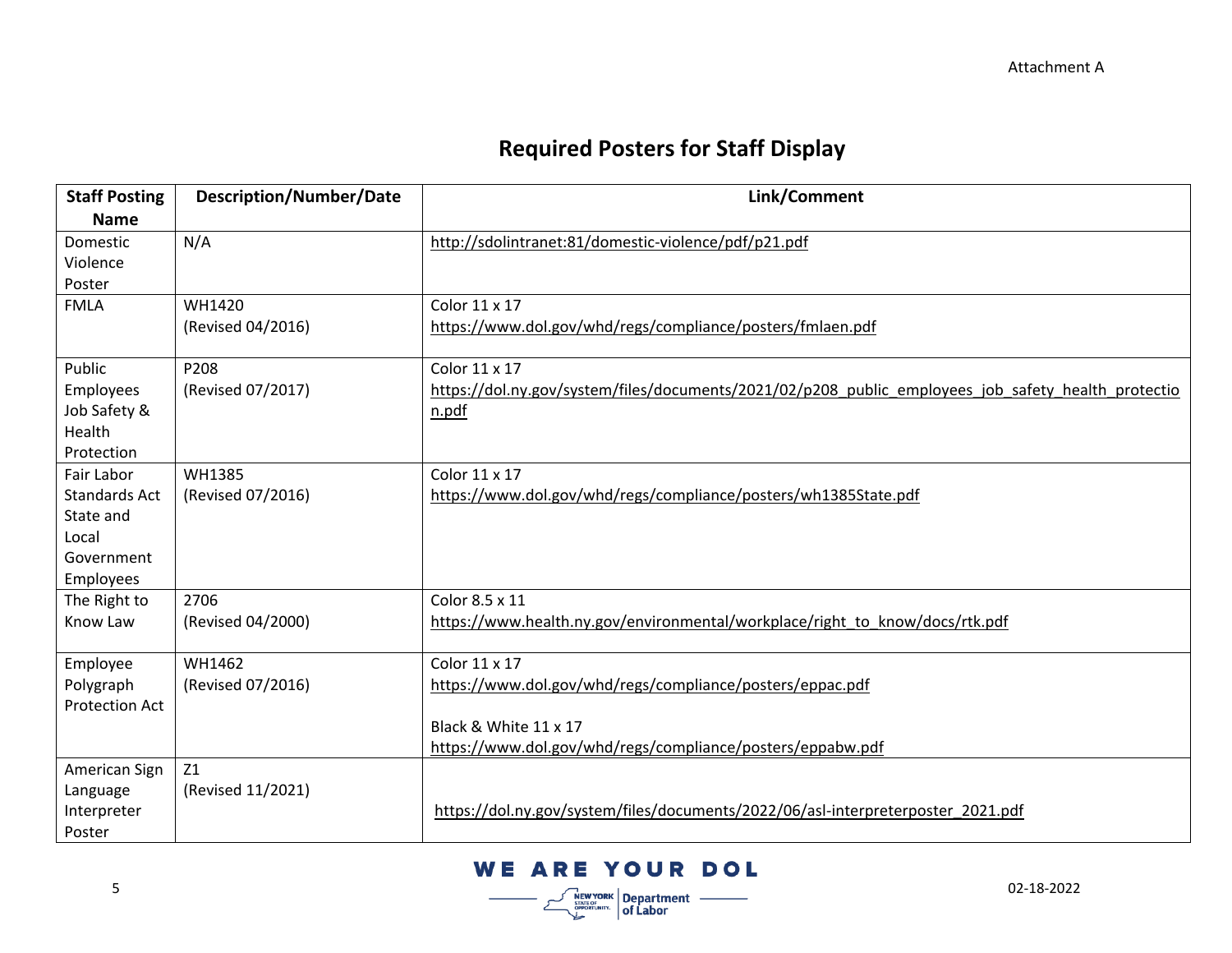Attachment A

# Required Posters for Staff Display

| Staff Posting Name | Description/Number/Date | Link/Comment |
| --- | --- | --- |
| Domestic Violence Poster | N/A | http://sdolintranet:81/domestic-violence/pdf/p21.pdf |
| FMLA | WH1420 (Revised 04/2016) | Color 11 x 17 https://www.dol.gov/whd/regs/compliance/posters/fmlaen.pdf |
| Public Employees Job Safety & Health Protection | P208 (Revised 07/2017) | Color 11 x 17 https://dol.ny.gov/system/files/documents/2021/02/p208_public_employees_job_safety_health_protection.pdf |
| Fair Labor Standards Act State and Local Government Employees | WH1385 (Revised 07/2016) | Color 11 x 17 https://www.dol.gov/whd/regs/compliance/posters/wh1385State.pdf |
| The Right to Know Law | 2706 (Revised 04/2000) | Color 8.5 x 11 https://www.health.ny.gov/environmental/workplace/right_to_know/docs/rtk.pdf |
| Employee Polygraph Protection Act | WH1462 (Revised 07/2016) | Color 11 x 17 https://www.dol.gov/whd/regs/compliance/posters/eppac.pdf<br><br>Black & White 11 x 17 https://www.dol.gov/whd/regs/compliance/posters/eppabw.pdf |
| American Sign Language Interpreter Poster | Z1 (Revised 11/2021) | https://dol.ny.gov/system/files/documents/2022/06/asl-interpreterposter_2021.pdf |

02-18-2022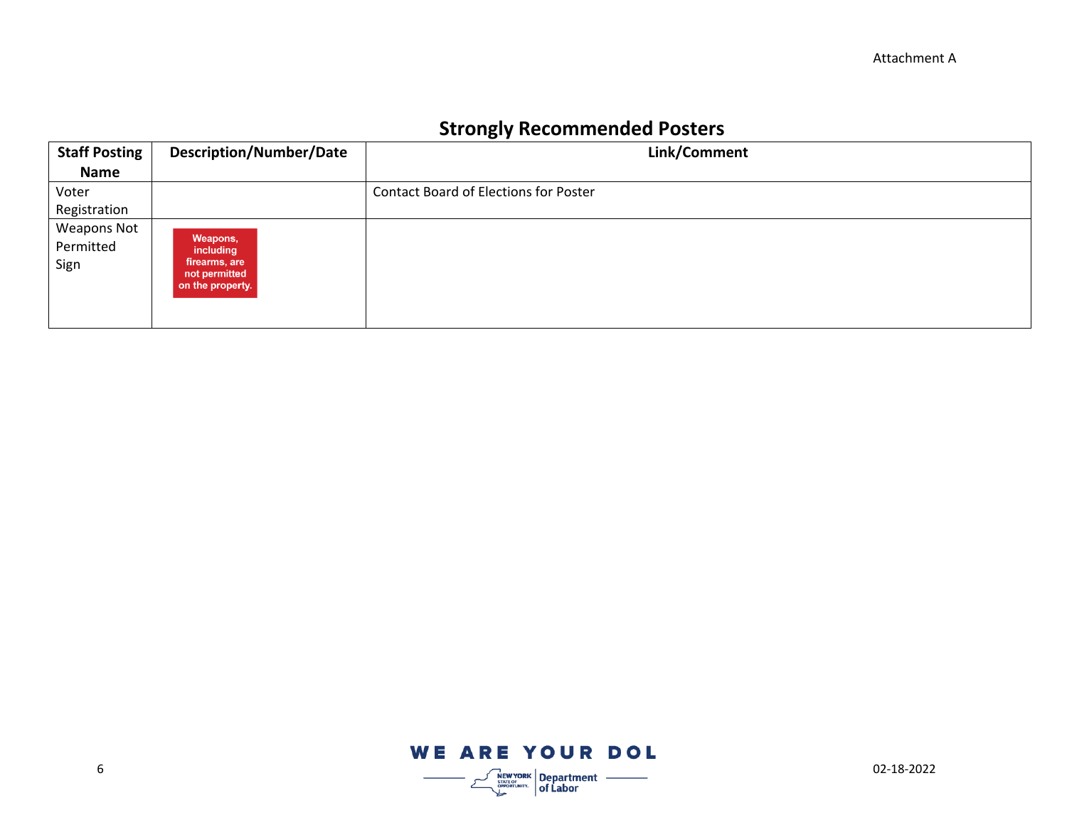## Strongly Recommended Posters

| Staff Posting Name | Description/Number/Date | Link/Comment |
|---|---|---|
| Voter Registration | | Contact Board of Elections for Poster |
| Weapons Not Permitted Sign | Weapons, including firearms, are not permitted on the property. | |